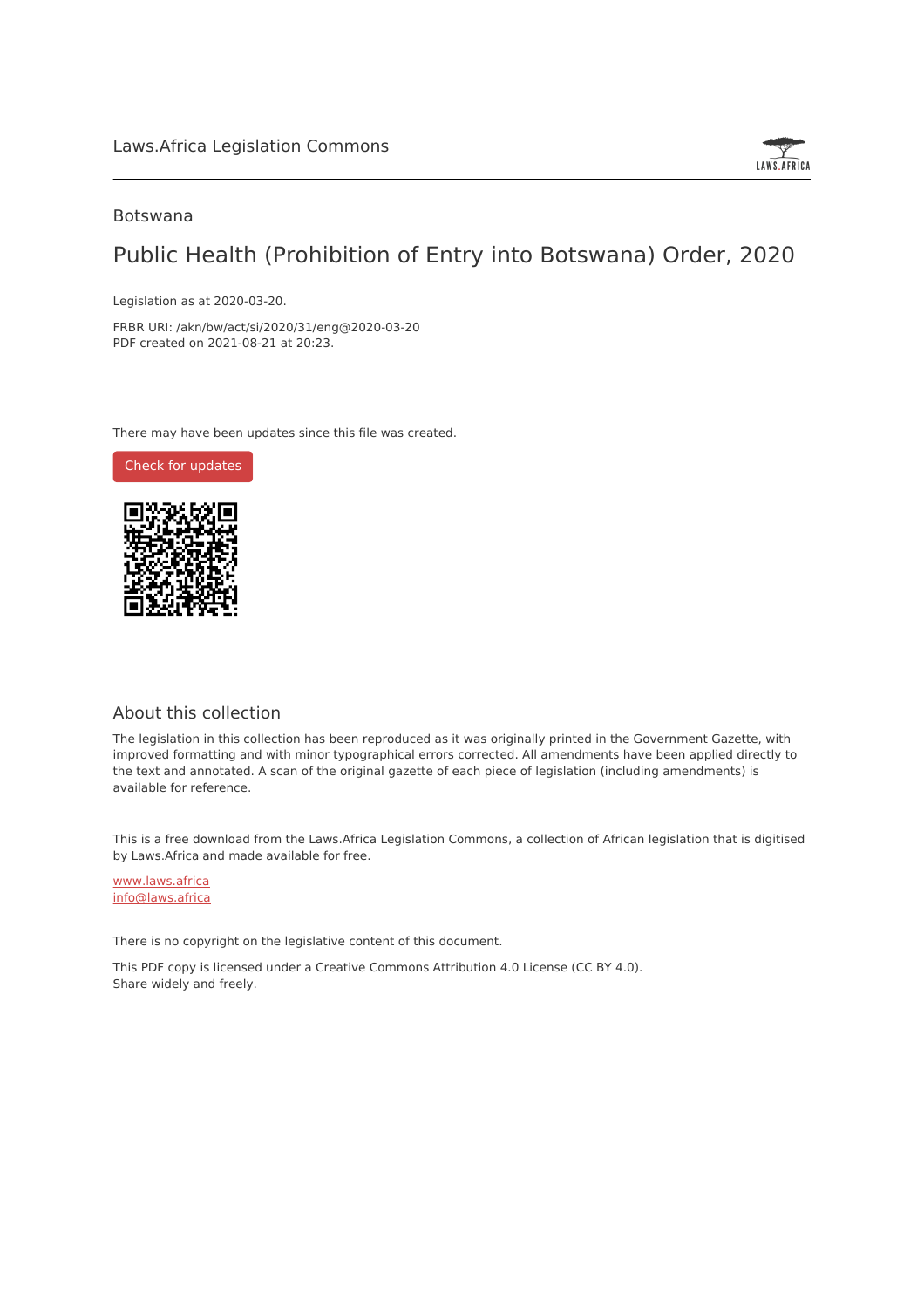Laws.Africa Legislation Commons

Botswana

# Public Health (Prohibition of Entry into Botswana) Order, 2020

Legislation as at 2020-03-20.

FRBR URI: /akn/bw/act/si/2020/31/eng@2020-03-20
PDF created on 2021-08-21 at 20:23.

There may have been updates since this file was created.

Check for updates

## About this collection

The legislation in this collection has been reproduced as it was originally printed in the Government Gazette, with improved formatting and with minor typographical errors corrected. All amendments have been applied directly to the text and annotated. A scan of the original gazette of each piece of legislation (including amendments) is available for reference.

This is a free download from the Laws.Africa Legislation Commons, a collection of African legislation that is digitised by Laws.Africa and made available for free.

www.laws.africa
info@laws.africa

There is no copyright on the legislative content of this document.

This PDF copy is licensed under a Creative Commons Attribution 4.0 License (CC BY 4.0).
Share widely and freely.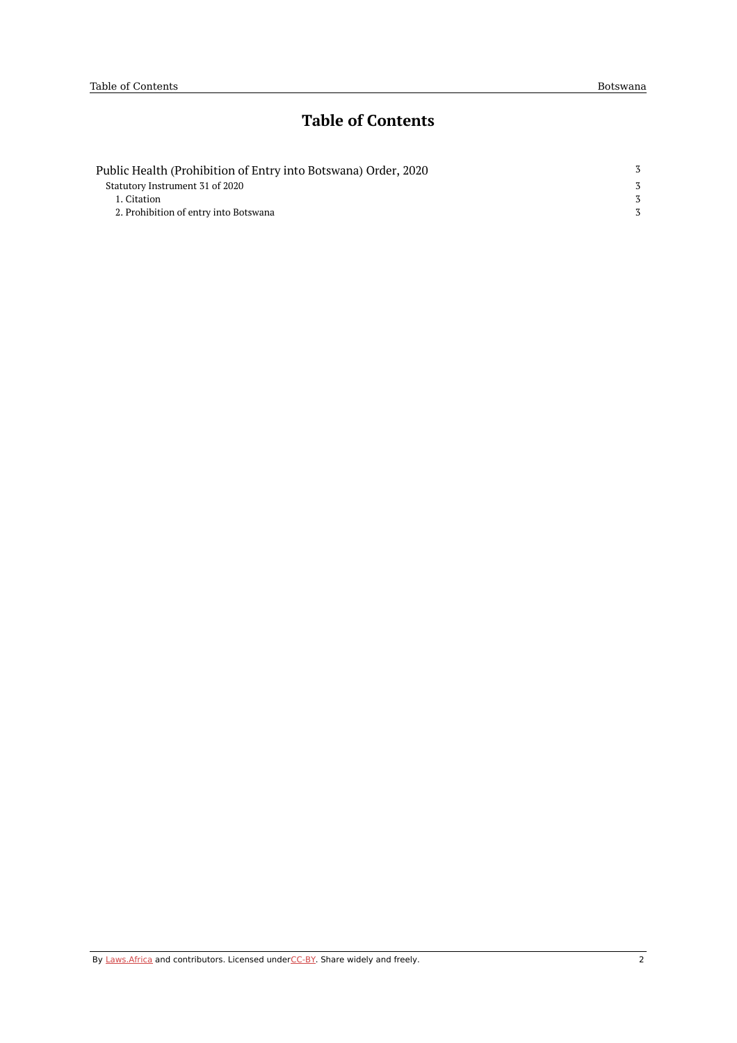# Table of Contents

| | |
|---|---|
| Public Health (Prohibition of Entry into Botswana) Order, 2020 | 3 |
| Statutory Instrument 31 of 2020 | 3 |
| 1. Citation | 3 |
| 2. Prohibition of entry into Botswana | 3 |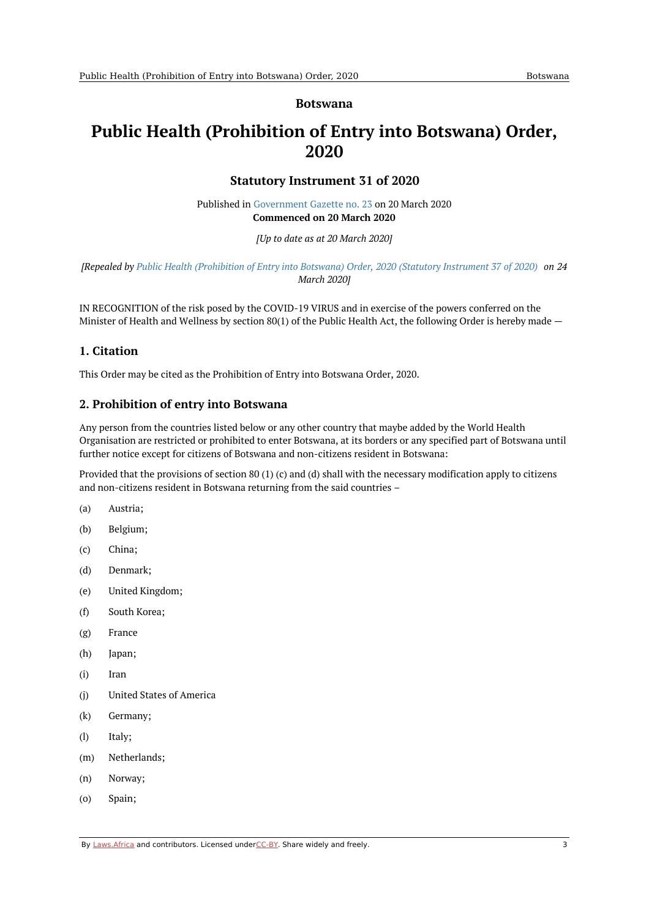**Botswana**

# Public Health (Prohibition of Entry into Botswana) Order, 2020

## Statutory Instrument 31 of 2020

Published in Government Gazette no. 23 on 20 March 2020
**Commenced on 20 March 2020**

*[Up to date as at 20 March 2020]*

*[Repealed by Public Health (Prohibition of Entry into Botswana) Order, 2020 (Statutory Instrument 37 of 2020) on 24 March 2020]*

IN RECOGNITION of the risk posed by the COVID-19 VIRUS and in exercise of the powers conferred on the Minister of Health and Wellness by section 80(1) of the Public Health Act, the following Order is hereby made —

### 1. Citation

This Order may be cited as the Prohibition of Entry into Botswana Order, 2020.

### 2. Prohibition of entry into Botswana

Any person from the countries listed below or any other country that maybe added by the World Health Organisation are restricted or prohibited to enter Botswana, at its borders or any specified part of Botswana until further notice except for citizens of Botswana and non-citizens resident in Botswana:

Provided that the provisions of section 80 (1) (c) and (d) shall with the necessary modification apply to citizens and non-citizens resident in Botswana returning from the said countries –

(a) Austria;

(b) Belgium;

(c) China;

(d) Denmark;

(e) United Kingdom;

(f) South Korea;

(g) France

(h) Japan;

(i) Iran

(j) United States of America

(k) Germany;

(l) Italy;

(m) Netherlands;

(n) Norway;

(o) Spain;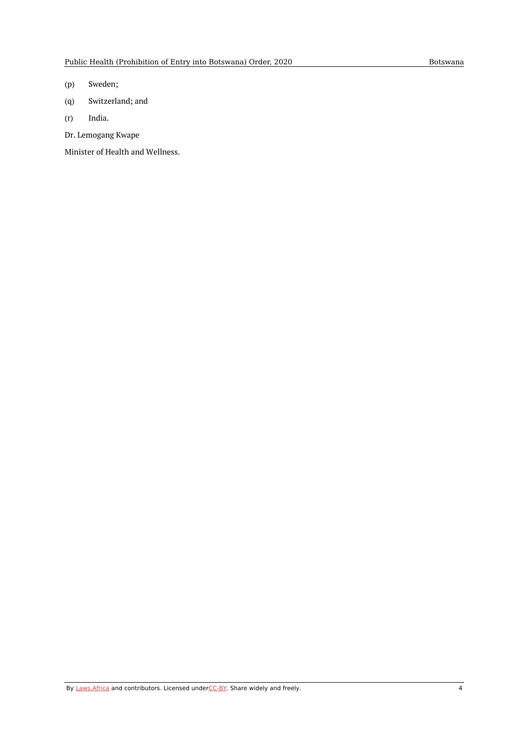(p) Sweden;

(q) Switzerland; and

(r) India.

Dr. Lemogang Kwape

Minister of Health and Wellness.